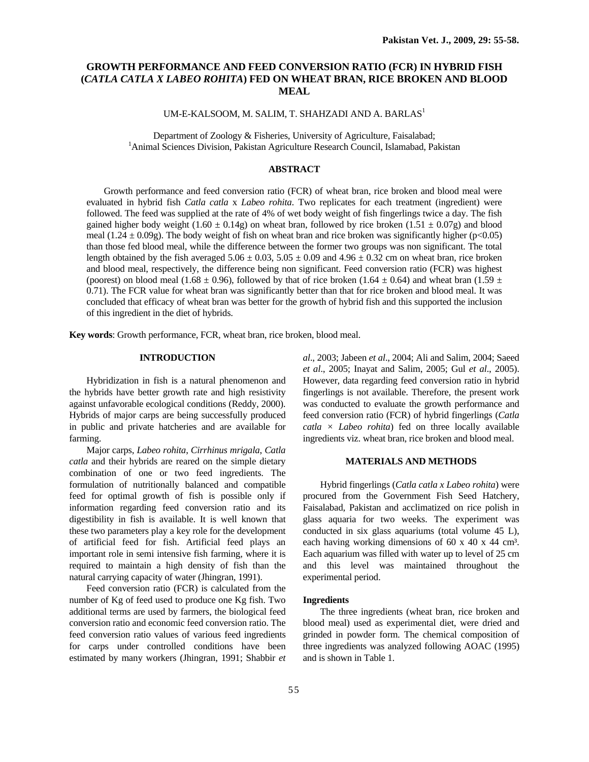# GROWTH PERFORMANCE AND FEED CONVERSION RATIO (FCR) IN HYBRID FISH (*CATLA CATLA X LABEO ROHITA*) FED ON WHEAT BRAN, RICE BROKEN AND BLOOD MEAL

UM-E-KALSOOM, M. SALIM, T. SHAHZADI AND A. BARLAS[1]

Department of Zoology & Fisheries, University of Agriculture, Faisalabad;
[1]Animal Sciences Division, Pakistan Agriculture Research Council, Islamabad, Pakistan

## ABSTRACT

Growth performance and feed conversion ratio (FCR) of wheat bran, rice broken and blood meal were evaluated in hybrid fish *Catla catla* x *Labeo rohita*. Two replicates for each treatment (ingredient) were followed. The feed was supplied at the rate of 4% of wet body weight of fish fingerlings twice a day. The fish gained higher body weight (1.60 ± 0.14g) on wheat bran, followed by rice broken (1.51 ± 0.07g) and blood meal (1.24 ± 0.09g). The body weight of fish on wheat bran and rice broken was significantly higher ($p<0.05$) than those fed blood meal, while the difference between the former two groups was non significant. The total length obtained by the fish averaged 5.06 ± 0.03, 5.05 ± 0.09 and 4.96 ± 0.32 cm on wheat bran, rice broken and blood meal, respectively, the difference being non significant. Feed conversion ratio (FCR) was highest (poorest) on blood meal (1.68 ± 0.96), followed by that of rice broken (1.64 ± 0.64) and wheat bran (1.59 ± 0.71). The FCR value for wheat bran was significantly better than that for rice broken and blood meal. It was concluded that efficacy of wheat bran was better for the growth of hybrid fish and this supported the inclusion of this ingredient in the diet of hybrids.

**Key words**: Growth performance, FCR, wheat bran, rice broken, blood meal.

## INTRODUCTION

Hybridization in fish is a natural phenomenon and the hybrids have better growth rate and high resistivity against unfavorable ecological conditions (Reddy, 2000). Hybrids of major carps are being successfully produced in public and private hatcheries and are available for farming.

Major carps, *Labeo rohita*, *Cirrhinus mrigala*, *Catla catla* and their hybrids are reared on the simple dietary combination of one or two feed ingredients. The formulation of nutritionally balanced and compatible feed for optimal growth of fish is possible only if information regarding feed conversion ratio and its digestibility in fish is available. It is well known that these two parameters play a key role for the development of artificial feed for fish. Artificial feed plays an important role in semi intensive fish farming, where it is required to maintain a high density of fish than the natural carrying capacity of water (Jhingran, 1991).

Feed conversion ratio (FCR) is calculated from the number of Kg of feed used to produce one Kg fish. Two additional terms are used by farmers, the biological feed conversion ratio and economic feed conversion ratio. The feed conversion ratio values of various feed ingredients for carps under controlled conditions have been estimated by many workers (Jhingran, 1991; Shabbir *et al*., 2003; Jabeen *et al*., 2004; Ali and Salim, 2004; Saeed *et al*., 2005; Inayat and Salim, 2005; Gul *et al*., 2005). However, data regarding feed conversion ratio in hybrid fingerlings is not available. Therefore, the present work was conducted to evaluate the growth performance and feed conversion ratio (FCR) of hybrid fingerlings (*Catla catla* × *Labeo rohita*) fed on three locally available ingredients viz. wheat bran, rice broken and blood meal.

## MATERIALS AND METHODS

Hybrid fingerlings (*Catla catla x Labeo rohita*) were procured from the Government Fish Seed Hatchery, Faisalabad, Pakistan and acclimatized on rice polish in glass aquaria for two weeks. The experiment was conducted in six glass aquariums (total volume 45 L), each having working dimensions of 60 x 40 x 44 $cm^3$. Each aquarium was filled with water up to level of 25 cm and this level was maintained throughout the experimental period.

### Ingredients

The three ingredients (wheat bran, rice broken and blood meal) used as experimental diet, were dried and grinded in powder form. The chemical composition of three ingredients was analyzed following AOAC (1995) and is shown in Table 1.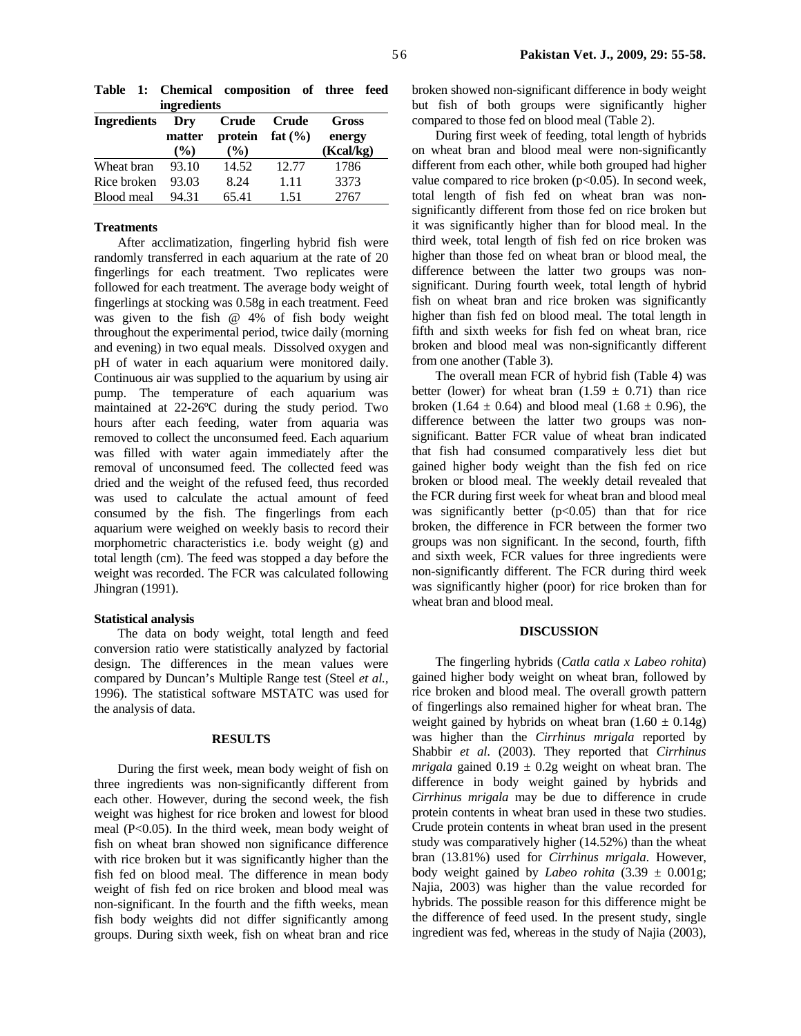**Table 1: Chemical composition of three feed ingredients**

| Ingredients | Dry matter (%) | Crude protein (%) | Crude fat (%) | Gross energy (Kcal/kg) |
|---|---|---|---|---|
| Wheat bran | 93.10 | 14.52 | 12.77 | 1786 |
| Rice broken | 93.03 | 8.24 | 1.11 | 3373 |
| Blood meal | 94.31 | 65.41 | 1.51 | 2767 |

### Treatments

After acclimatization, fingerling hybrid fish were randomly transferred in each aquarium at the rate of 20 fingerlings for each treatment. Two replicates were followed for each treatment. The average body weight of fingerlings at stocking was 0.58g in each treatment. Feed was given to the fish @ 4% of fish body weight throughout the experimental period, twice daily (morning and evening) in two equal meals. Dissolved oxygen and pH of water in each aquarium were monitored daily. Continuous air was supplied to the aquarium by using air pump. The temperature of each aquarium was maintained at 22-26ºC during the study period. Two hours after each feeding, water from aquaria was removed to collect the unconsumed feed. Each aquarium was filled with water again immediately after the removal of unconsumed feed. The collected feed was dried and the weight of the refused feed, thus recorded was used to calculate the actual amount of feed consumed by the fish. The fingerlings from each aquarium were weighed on weekly basis to record their morphometric characteristics i.e. body weight (g) and total length (cm). The feed was stopped a day before the weight was recorded. The FCR was calculated following Jhingran (1991).

### Statistical analysis

The data on body weight, total length and feed conversion ratio were statistically analyzed by factorial design. The differences in the mean values were compared by Duncan's Multiple Range test (Steel *et al.*, 1996). The statistical software MSTATC was used for the analysis of data.

## RESULTS

During the first week, mean body weight of fish on three ingredients was non-significantly different from each other. However, during the second week, the fish weight was highest for rice broken and lowest for blood meal ($P<0.05$). In the third week, mean body weight of fish on wheat bran showed non significance difference with rice broken but it was significantly higher than the fish fed on blood meal. The difference in mean body weight of fish fed on rice broken and blood meal was non-significant. In the fourth and the fifth weeks, mean fish body weights did not differ significantly among groups. During sixth week, fish on wheat bran and rice broken showed non-significant difference in body weight but fish of both groups were significantly higher compared to those fed on blood meal (Table 2).

During first week of feeding, total length of hybrids on wheat bran and blood meal were non-significantly different from each other, while both grouped had higher value compared to rice broken ($p<0.05$). In second week, total length of fish fed on wheat bran was non-significantly different from those fed on rice broken but it was significantly higher than for blood meal. In the third week, total length of fish fed on rice broken was higher than those fed on wheat bran or blood meal, the difference between the latter two groups was non-significant. During fourth week, total length of hybrid fish on wheat bran and rice broken was significantly higher than fish fed on blood meal. The total length in fifth and sixth weeks for fish fed on wheat bran, rice broken and blood meal was non-significantly different from one another (Table 3).

The overall mean FCR of hybrid fish (Table 4) was better (lower) for wheat bran ($1.59 \pm 0.71$) than rice broken ($1.64 \pm 0.64$) and blood meal ($1.68 \pm 0.96$), the difference between the latter two groups was non-significant. Batter FCR value of wheat bran indicated that fish had consumed comparatively less diet but gained higher body weight than the fish fed on rice broken or blood meal. The weekly detail revealed that the FCR during first week for wheat bran and blood meal was significantly better ($p<0.05$) than that for rice broken, the difference in FCR between the former two groups was non significant. In the second, fourth, fifth and sixth week, FCR values for three ingredients were non-significantly different. The FCR during third week was significantly higher (poor) for rice broken than for wheat bran and blood meal.

## DISCUSSION

The fingerling hybrids (*Catla catla x Labeo rohita*) gained higher body weight on wheat bran, followed by rice broken and blood meal. The overall growth pattern of fingerlings also remained higher for wheat bran. The weight gained by hybrids on wheat bran ($1.60 \pm 0.14$g) was higher than the *Cirrhinus mrigala* reported by Shabbir *et al*. (2003). They reported that *Cirrhinus mrigala* gained $0.19 \pm 0.2$g weight on wheat bran. The difference in body weight gained by hybrids and *Cirrhinus mrigala* may be due to difference in crude protein contents in wheat bran used in these two studies. Crude protein contents in wheat bran used in the present study was comparatively higher (14.52%) than the wheat bran (13.81%) used for *Cirrhinus mrigala*. However, body weight gained by *Labeo rohita* ($3.39 \pm 0.001$g; Najia, 2003) was higher than the value recorded for hybrids. The possible reason for this difference might be the difference of feed used. In the present study, single ingredient was fed, whereas in the study of Najia (2003),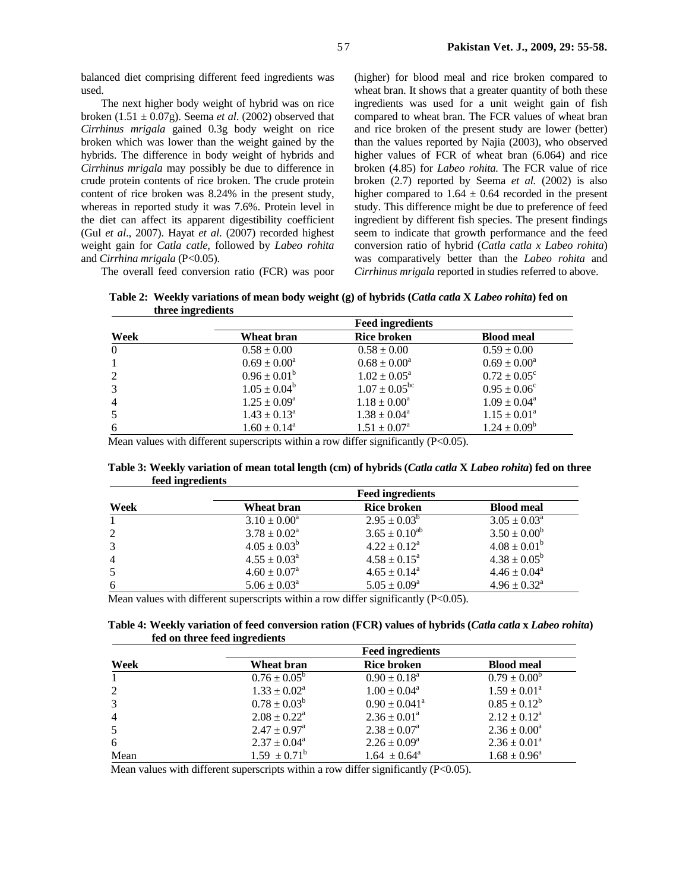balanced diet comprising different feed ingredients was used.

The next higher body weight of hybrid was on rice broken (1.51 ± 0.07g). Seema *et al*. (2002) observed that *Cirrhinus mrigala* gained 0.3g body weight on rice broken which was lower than the weight gained by the hybrids. The difference in body weight of hybrids and *Cirrhinus mrigala* may possibly be due to difference in crude protein contents of rice broken. The crude protein content of rice broken was 8.24% in the present study, whereas in reported study it was 7.6%. Protein level in the diet can affect its apparent digestibility coefficient (Gul *et al*., 2007). Hayat *et al*. (2007) recorded highest weight gain for *Catla catle*, followed by *Labeo rohita* and *Cirrhina mrigala* (P<0.05).

The overall feed conversion ratio (FCR) was poor (higher) for blood meal and rice broken compared to wheat bran. It shows that a greater quantity of both these ingredients was used for a unit weight gain of fish compared to wheat bran. The FCR values of wheat bran and rice broken of the present study are lower (better) than the values reported by Najia (2003), who observed higher values of FCR of wheat bran (6.064) and rice broken (4.85) for *Labeo rohita.* The FCR value of rice broken (2.7) reported by Seema *et al.* (2002) is also higher compared to 1.64 ± 0.64 recorded in the present study. This difference might be due to preference of feed ingredient by different fish species. The present findings seem to indicate that growth performance and the feed conversion ratio of hybrid (*Catla catla x Labeo rohita*) was comparatively better than the *Labeo rohita* and *Cirrhinus mrigala* reported in studies referred to above.

**Table 2: Weekly variations of mean body weight (g) of hybrids (*Catla catla* X *Labeo rohita*) fed on three ingredients**

| | Feed ingredients | | |
|---|---|---|---|
| **Week** | **Wheat bran** | **Rice broken** | **Blood meal** |
| 0 | 0.58 ± 0.00 | 0.58 ± 0.00 | 0.59 ± 0.00 |
| 1 | $0.69 \pm 0.00^{a}$ | $0.68 \pm 0.00^{a}$ | $0.69 \pm 0.00^{a}$ |
| 2 | $0.96 \pm 0.01^{b}$ | $1.02 \pm 0.05^{a}$ | $0.72 \pm 0.05^{c}$ |
| 3 | $1.05 \pm 0.04^{b}$ | $1.07 \pm 0.05^{bc}$ | $0.95 \pm 0.06^{c}$ |
| 4 | $1.25 \pm 0.09^{a}$ | $1.18 \pm 0.00^{a}$ | $1.09 \pm 0.04^{a}$ |
| 5 | $1.43 \pm 0.13^{a}$ | $1.38 \pm 0.04^{a}$ | $1.15 \pm 0.01^{a}$ |
| 6 | $1.60 \pm 0.14^{a}$ | $1.51 \pm 0.07^{a}$ | $1.24 \pm 0.09^{b}$ |

Mean values with different superscripts within a row differ significantly (P<0.05).

**Table 3: Weekly variation of mean total length (cm) of hybrids (*Catla catla* X *Labeo rohita*) fed on three feed ingredients**

| | Feed ingredients | | |
|---|---|---|---|
| **Week** | **Wheat bran** | **Rice broken** | **Blood meal** |
| 1 | $3.10 \pm 0.00^{a}$ | $2.95 \pm 0.03^{b}$ | $3.05 \pm 0.03^{a}$ |
| 2 | $3.78 \pm 0.02^{a}$ | $3.65 \pm 0.10^{ab}$ | $3.50 \pm 0.00^{b}$ |
| 3 | $4.05 \pm 0.03^{b}$ | $4.22 \pm 0.12^{a}$ | $4.08 \pm 0.01^{b}$ |
| 4 | $4.55 \pm 0.03^{a}$ | $4.58 \pm 0.15^{a}$ | $4.38 \pm 0.05^{b}$ |
| 5 | $4.60 \pm 0.07^{a}$ | $4.65 \pm 0.14^{a}$ | $4.46 \pm 0.04^{a}$ |
| 6 | $5.06 \pm 0.03^{a}$ | $5.05 \pm 0.09^{a}$ | $4.96 \pm 0.32^{a}$ |

Mean values with different superscripts within a row differ significantly (P<0.05).

**Table 4: Weekly variation of feed conversion ration (FCR) values of hybrids (*Catla catla* x *Labeo rohita*) fed on three feed ingredients**

| | Feed ingredients | | |
|---|---|---|---|
| **Week** | **Wheat bran** | **Rice broken** | **Blood meal** |
| 1 | $0.76 \pm 0.05^{b}$ | $0.90 \pm 0.18^{a}$ | $0.79 \pm 0.00^{b}$ |
| 2 | $1.33 \pm 0.02^{a}$ | $1.00 \pm 0.04^{a}$ | $1.59 \pm 0.01^{a}$ |
| 3 | $0.78 \pm 0.03^{b}$ | $0.90 \pm 0.041^{a}$ | $0.85 \pm 0.12^{b}$ |
| 4 | $2.08 \pm 0.22^{a}$ | $2.36 \pm 0.01^{a}$ | $2.12 \pm 0.12^{a}$ |
| 5 | $2.47 \pm 0.97^{a}$ | $2.38 \pm 0.07^{a}$ | $2.36 \pm 0.00^{a}$ |
| 6 | $2.37 \pm 0.04^{a}$ | $2.26 \pm 0.09^{a}$ | $2.36 \pm 0.01^{a}$ |
| Mean | $1.59 \pm 0.71^{b}$ | $1.64 \pm 0.64^{a}$ | $1.68 \pm 0.96^{a}$ |

Mean values with different superscripts within a row differ significantly (P<0.05).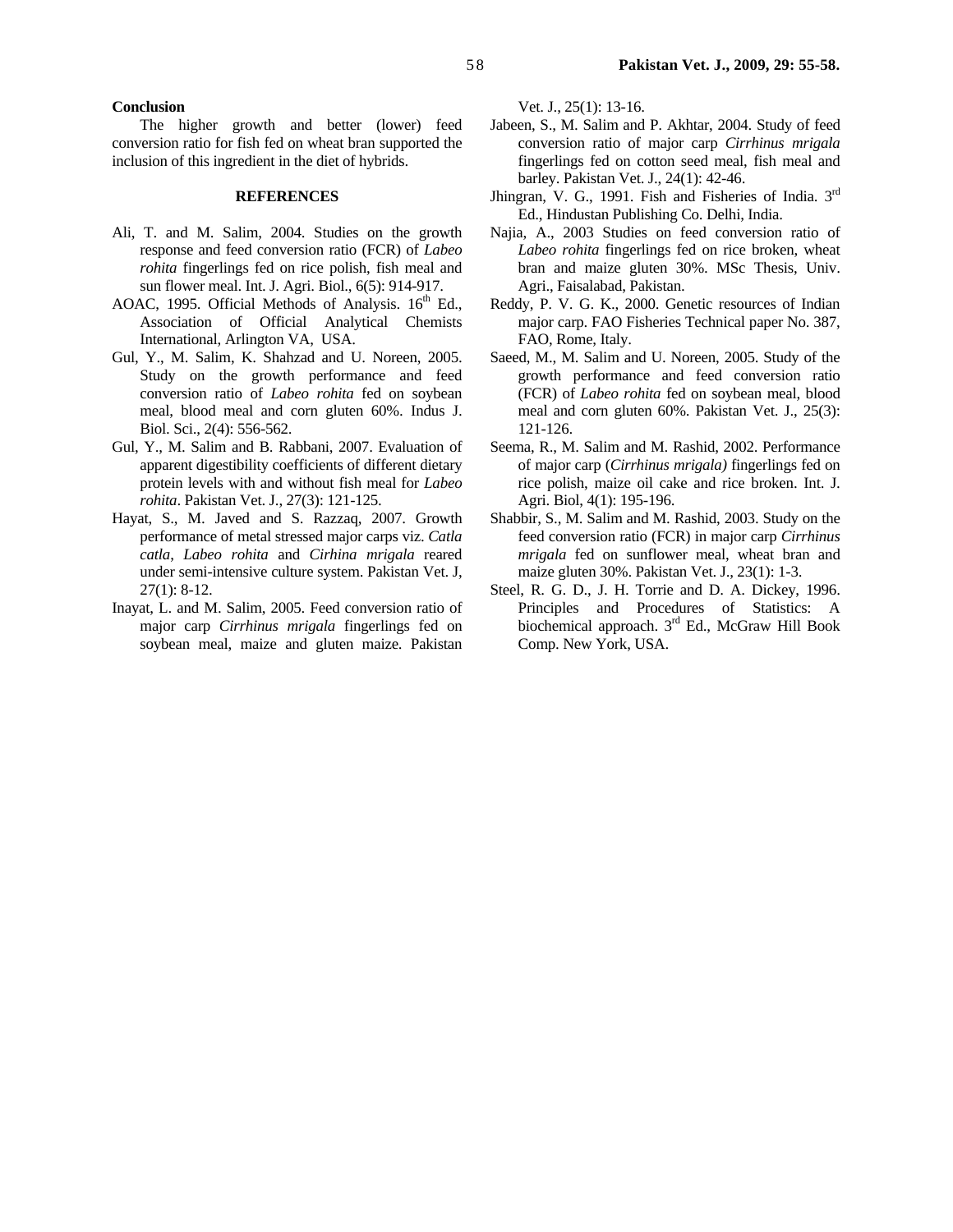## Conclusion

The higher growth and better (lower) feed conversion ratio for fish fed on wheat bran supported the inclusion of this ingredient in the diet of hybrids.

## REFERENCES

Ali, T. and M. Salim, 2004. Studies on the growth response and feed conversion ratio (FCR) of *Labeo rohita* fingerlings fed on rice polish, fish meal and sun flower meal. Int. J. Agri. Biol., 6(5): 914-917.

AOAC, 1995. Official Methods of Analysis. 16th Ed., Association of Official Analytical Chemists International, Arlington VA, USA.

Gul, Y., M. Salim, K. Shahzad and U. Noreen, 2005. Study on the growth performance and feed conversion ratio of *Labeo rohita* fed on soybean meal, blood meal and corn gluten 60%. Indus J. Biol. Sci., 2(4): 556-562.

Gul, Y., M. Salim and B. Rabbani, 2007. Evaluation of apparent digestibility coefficients of different dietary protein levels with and without fish meal for *Labeo rohita*. Pakistan Vet. J., 27(3): 121-125.

Hayat, S., M. Javed and S. Razzaq, 2007. Growth performance of metal stressed major carps viz. *Catla catla*, *Labeo rohita* and *Cirhina mrigala* reared under semi-intensive culture system. Pakistan Vet. J, 27(1): 8-12.

Inayat, L. and M. Salim, 2005. Feed conversion ratio of major carp *Cirrhinus mrigala* fingerlings fed on soybean meal, maize and gluten maize. Pakistan Vet. J., 25(1): 13-16.

Jabeen, S., M. Salim and P. Akhtar, 2004. Study of feed conversion ratio of major carp *Cirrhinus mrigala* fingerlings fed on cotton seed meal, fish meal and barley. Pakistan Vet. J., 24(1): 42-46.

Jhingran, V. G., 1991. Fish and Fisheries of India. 3rd Ed., Hindustan Publishing Co. Delhi, India.

Najia, A., 2003 Studies on feed conversion ratio of *Labeo rohita* fingerlings fed on rice broken, wheat bran and maize gluten 30%. MSc Thesis, Univ. Agri., Faisalabad, Pakistan.

Reddy, P. V. G. K., 2000. Genetic resources of Indian major carp. FAO Fisheries Technical paper No. 387, FAO, Rome, Italy.

Saeed, M., M. Salim and U. Noreen, 2005. Study of the growth performance and feed conversion ratio (FCR) of *Labeo rohita* fed on soybean meal, blood meal and corn gluten 60%. Pakistan Vet. J., 25(3): 121-126.

Seema, R., M. Salim and M. Rashid, 2002. Performance of major carp (*Cirrhinus mrigala)* fingerlings fed on rice polish, maize oil cake and rice broken. Int. J. Agri. Biol, 4(1): 195-196.

Shabbir, S., M. Salim and M. Rashid, 2003. Study on the feed conversion ratio (FCR) in major carp *Cirrhinus mrigala* fed on sunflower meal, wheat bran and maize gluten 30%. Pakistan Vet. J., 23(1): 1-3.

Steel, R. G. D., J. H. Torrie and D. A. Dickey, 1996. Principles and Procedures of Statistics: A biochemical approach. 3rd Ed., McGraw Hill Book Comp. New York, USA.